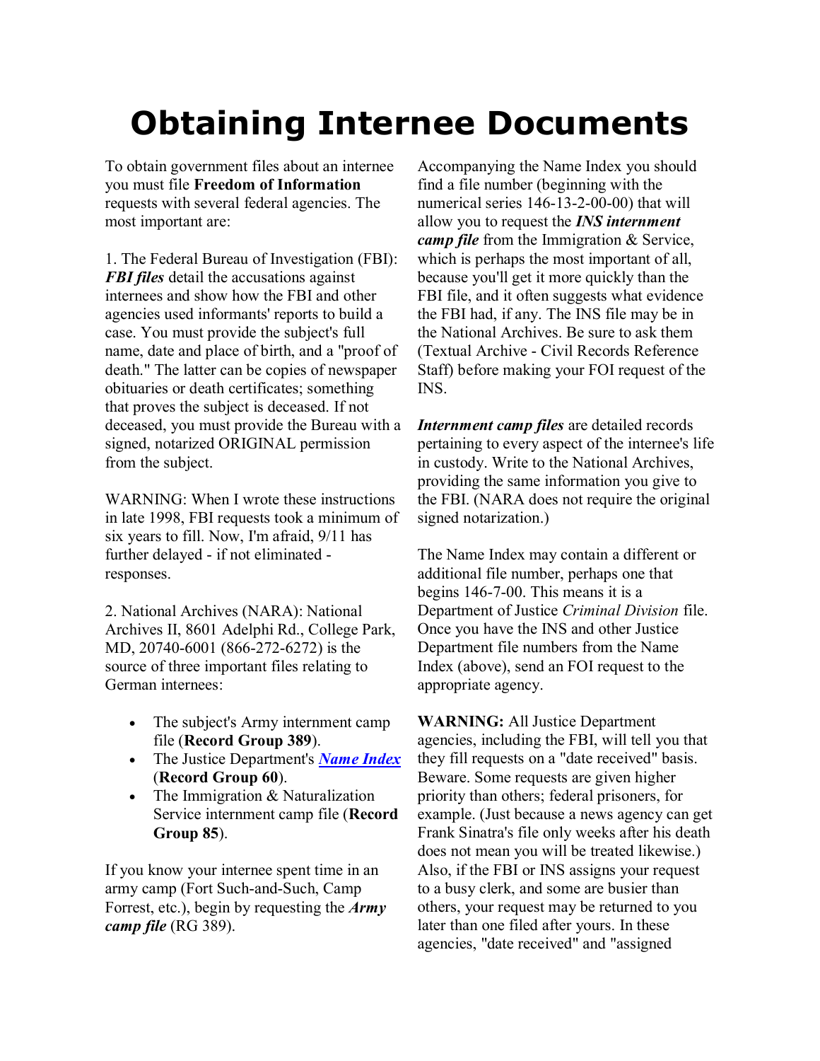# Obtaining Internee Documents

To obtain government files about an internee you must file **Freedom of Information** requests with several federal agencies. The most important are:

1. The Federal Bureau of Investigation (FBI): ***FBI files*** detail the accusations against internees and show how the FBI and other agencies used informants' reports to build a case. You must provide the subject's full name, date and place of birth, and a "proof of death." The latter can be copies of newspaper obituaries or death certificates; something that proves the subject is deceased. If not deceased, you must provide the Bureau with a signed, notarized ORIGINAL permission from the subject.

WARNING: When I wrote these instructions in late 1998, FBI requests took a minimum of six years to fill. Now, I'm afraid, 9/11 has further delayed - if not eliminated - responses.

2. National Archives (NARA): National Archives II, 8601 Adelphi Rd., College Park, MD, 20740-6001 (866-272-6272) is the source of three important files relating to German internees:

- The subject's Army internment camp file (**Record Group 389**).
- The Justice Department's ***Name Index*** (**Record Group 60**).
- The Immigration & Naturalization Service internment camp file (**Record Group 85**).

If you know your internee spent time in an army camp (Fort Such-and-Such, Camp Forrest, etc.), begin by requesting the ***Army camp file*** (RG 389).

Accompanying the Name Index you should find a file number (beginning with the numerical series 146-13-2-00-00) that will allow you to request the ***INS internment camp file*** from the Immigration & Service, which is perhaps the most important of all, because you'll get it more quickly than the FBI file, and it often suggests what evidence the FBI had, if any. The INS file may be in the National Archives. Be sure to ask them (Textual Archive - Civil Records Reference Staff) before making your FOI request of the INS.

***Internment camp files*** are detailed records pertaining to every aspect of the internee's life in custody. Write to the National Archives, providing the same information you give to the FBI. (NARA does not require the original signed notarization.)

The Name Index may contain a different or additional file number, perhaps one that begins 146-7-00. This means it is a Department of Justice *Criminal Division* file. Once you have the INS and other Justice Department file numbers from the Name Index (above), send an FOI request to the appropriate agency.

**WARNING:** All Justice Department agencies, including the FBI, will tell you that they fill requests on a "date received" basis. Beware. Some requests are given higher priority than others; federal prisoners, for example. (Just because a news agency can get Frank Sinatra's file only weeks after his death does not mean you will be treated likewise.) Also, if the FBI or INS assigns your request to a busy clerk, and some are busier than others, your request may be returned to you later than one filed after yours. In these agencies, "date received" and "assigned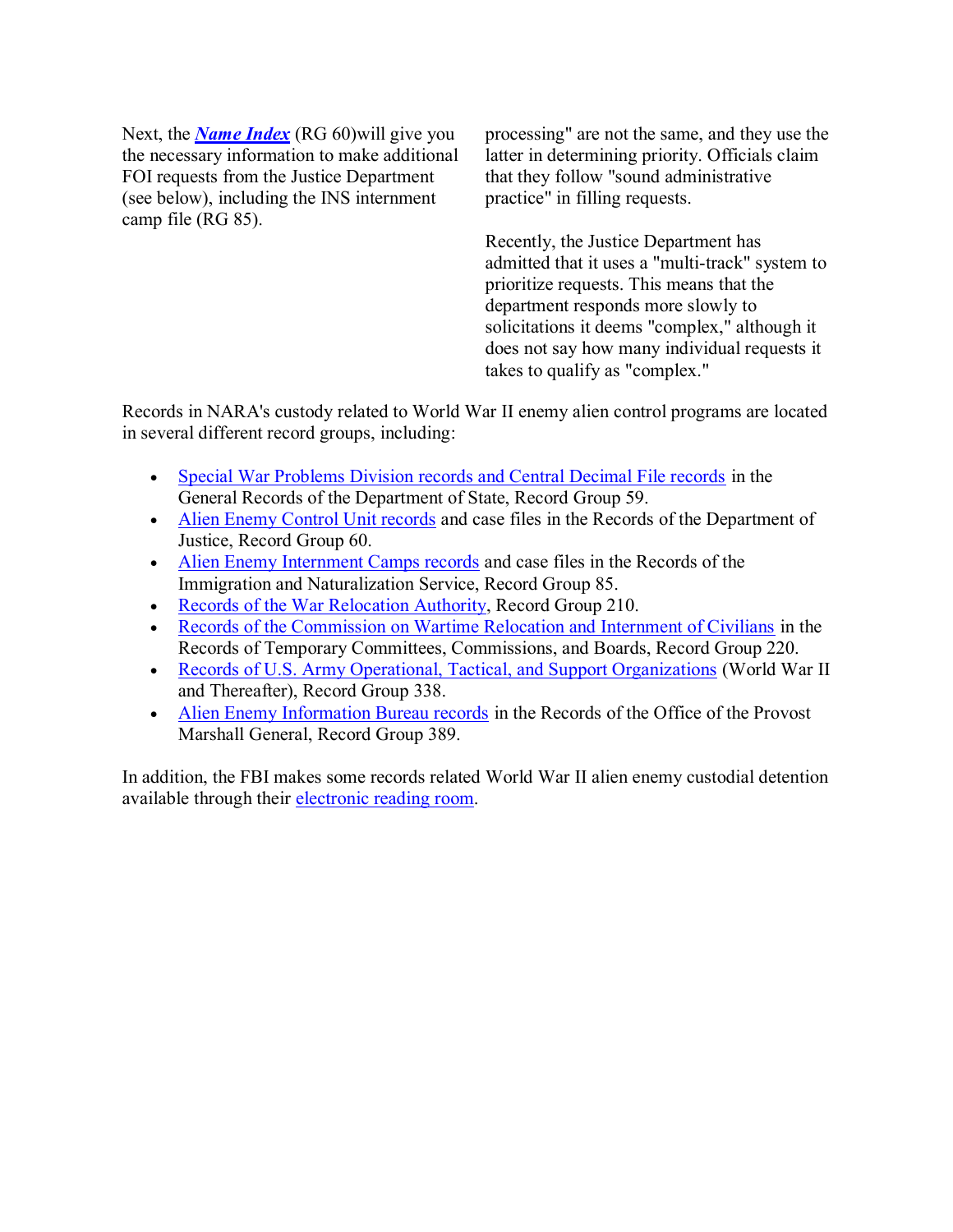Next, the [***Name Index***]() (RG 60)will give you the necessary information to make additional FOI requests from the Justice Department (see below), including the INS internment camp file (RG 85).

processing" are not the same, and they use the latter in determining priority. Officials claim that they follow "sound administrative practice" in filling requests.

Recently, the Justice Department has admitted that it uses a "multi-track" system to prioritize requests. This means that the department responds more slowly to solicitations it deems "complex," although it does not say how many individual requests it takes to qualify as "complex."

Records in NARA's custody related to World War II enemy alien control programs are located in several different record groups, including:

- Special War Problems Division records and Central Decimal File records in the General Records of the Department of State, Record Group 59.
- Alien Enemy Control Unit records and case files in the Records of the Department of Justice, Record Group 60.
- Alien Enemy Internment Camps records and case files in the Records of the Immigration and Naturalization Service, Record Group 85.
- Records of the War Relocation Authority, Record Group 210.
- Records of the Commission on Wartime Relocation and Internment of Civilians in the Records of Temporary Committees, Commissions, and Boards, Record Group 220.
- Records of U.S. Army Operational, Tactical, and Support Organizations (World War II and Thereafter), Record Group 338.
- Alien Enemy Information Bureau records in the Records of the Office of the Provost Marshall General, Record Group 389.

In addition, the FBI makes some records related World War II alien enemy custodial detention available through their electronic reading room.